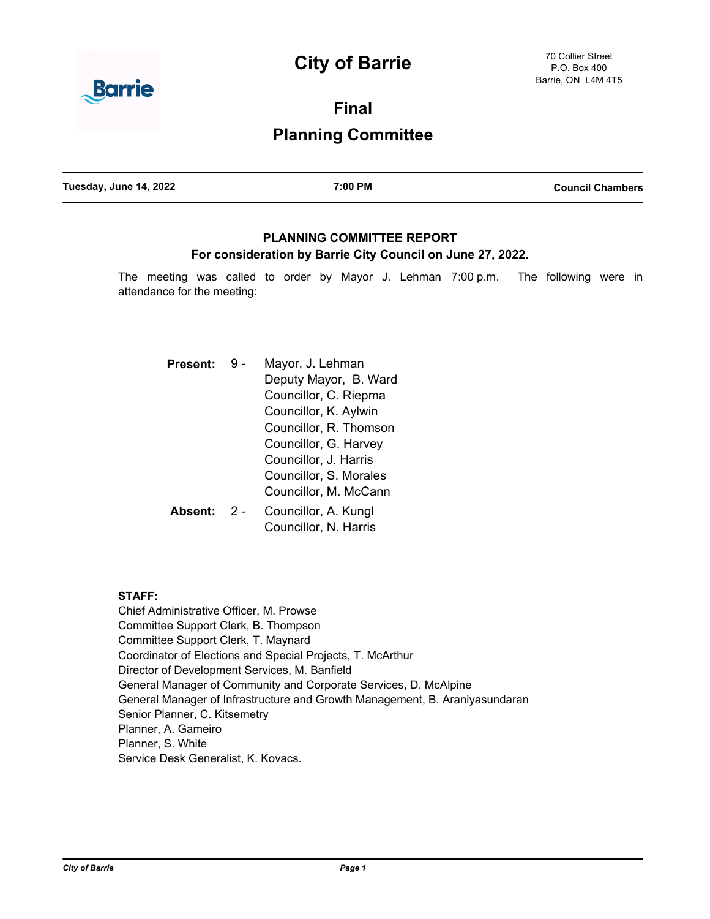# City of Barrie

70 Collier Street
P.O. Box 400
Barrie, ON L4M 4T5

## Final

## Planning Committee

**Tuesday, June 14, 2022** | **7:00 PM** | **Council Chambers**

### PLANNING COMMITTEE REPORT

**For consideration by Barrie City Council on June 27, 2022.**

The meeting was called to order by Mayor J. Lehman 7:00 p.m. The following were in attendance for the meeting:

**Present:** 9 - Mayor, J. Lehman
Deputy Mayor, B. Ward
Councillor, C. Riepma
Councillor, K. Aylwin
Councillor, R. Thomson
Councillor, G. Harvey
Councillor, J. Harris
Councillor, S. Morales
Councillor, M. McCann

**Absent:** 2 - Councillor, A. Kungl
Councillor, N. Harris

**STAFF:**

Chief Administrative Officer, M. Prowse
Committee Support Clerk, B. Thompson
Committee Support Clerk, T. Maynard
Coordinator of Elections and Special Projects, T. McArthur
Director of Development Services, M. Banfield
General Manager of Community and Corporate Services, D. McAlpine
General Manager of Infrastructure and Growth Management, B. Araniyasundaran
Senior Planner, C. Kitsemetry
Planner, A. Gameiro
Planner, S. White
Service Desk Generalist, K. Kovacs.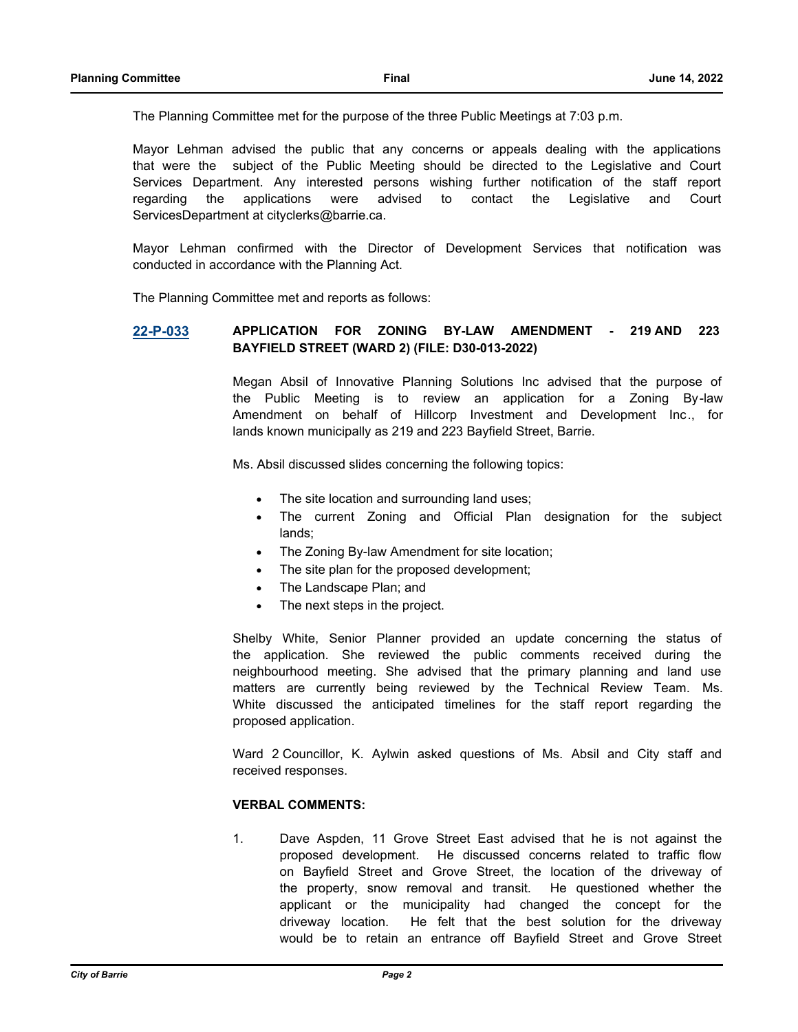The Planning Committee met for the purpose of the three Public Meetings at 7:03 p.m.

Mayor Lehman advised the public that any concerns or appeals dealing with the applications that were the subject of the Public Meeting should be directed to the Legislative and Court Services Department. Any interested persons wishing further notification of the staff report regarding the applications were advised to contact the Legislative and Court ServicesDepartment at cityclerks@barrie.ca.

Mayor Lehman confirmed with the Director of Development Services that notification was conducted in accordance with the Planning Act.

The Planning Committee met and reports as follows:

**22-P-033** **APPLICATION FOR ZONING BY-LAW AMENDMENT - 219 AND 223 BAYFIELD STREET (WARD 2) (FILE: D30-013-2022)**

Megan Absil of Innovative Planning Solutions Inc advised that the purpose of the Public Meeting is to review an application for a Zoning By-law Amendment on behalf of Hillcorp Investment and Development Inc., for lands known municipally as 219 and 223 Bayfield Street, Barrie.

Ms. Absil discussed slides concerning the following topics:

- The site location and surrounding land uses;
- The current Zoning and Official Plan designation for the subject lands;
- The Zoning By-law Amendment for site location;
- The site plan for the proposed development;
- The Landscape Plan; and
- The next steps in the project.

Shelby White, Senior Planner provided an update concerning the status of the application. She reviewed the public comments received during the neighbourhood meeting. She advised that the primary planning and land use matters are currently being reviewed by the Technical Review Team. Ms. White discussed the anticipated timelines for the staff report regarding the proposed application.

Ward 2 Councillor, K. Aylwin asked questions of Ms. Absil and City staff and received responses.

**VERBAL COMMENTS:**

1. Dave Aspden, 11 Grove Street East advised that he is not against the proposed development. He discussed concerns related to traffic flow on Bayfield Street and Grove Street, the location of the driveway of the property, snow removal and transit. He questioned whether the applicant or the municipality had changed the concept for the driveway location. He felt that the best solution for the driveway would be to retain an entrance off Bayfield Street and Grove Street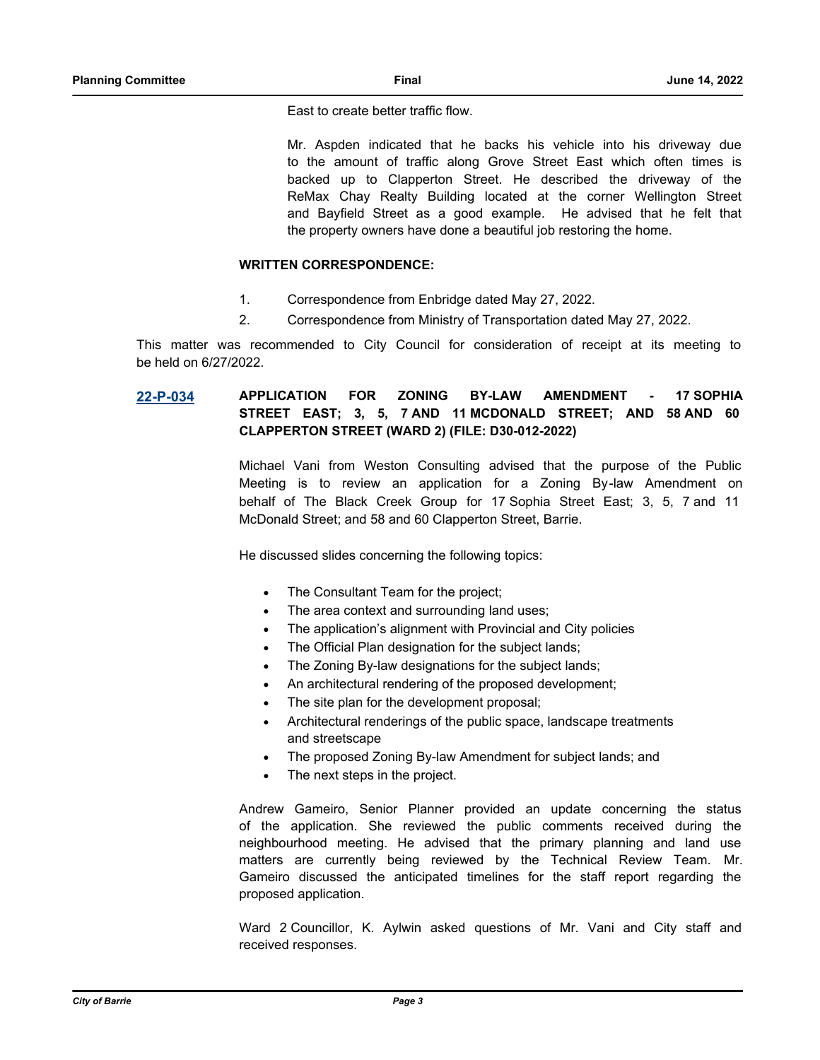East to create better traffic flow.

Mr. Aspden indicated that he backs his vehicle into his driveway due to the amount of traffic along Grove Street East which often times is backed up to Clapperton Street. He described the driveway of the ReMax Chay Realty Building located at the corner Wellington Street and Bayfield Street as a good example. He advised that he felt that the property owners have done a beautiful job restoring the home.

**WRITTEN CORRESPONDENCE:**

1. Correspondence from Enbridge dated May 27, 2022.
2. Correspondence from Ministry of Transportation dated May 27, 2022.

This matter was recommended to City Council for consideration of receipt at its meeting to be held on 6/27/2022.

**22-P-034** **APPLICATION FOR ZONING BY-LAW AMENDMENT - 17 SOPHIA STREET EAST; 3, 5, 7 AND 11 MCDONALD STREET; AND 58 AND 60 CLAPPERTON STREET (WARD 2) (FILE: D30-012-2022)**

Michael Vani from Weston Consulting advised that the purpose of the Public Meeting is to review an application for a Zoning By-law Amendment on behalf of The Black Creek Group for 17 Sophia Street East; 3, 5, 7 and 11 McDonald Street; and 58 and 60 Clapperton Street, Barrie.

He discussed slides concerning the following topics:

- The Consultant Team for the project;
- The area context and surrounding land uses;
- The application's alignment with Provincial and City policies
- The Official Plan designation for the subject lands;
- The Zoning By-law designations for the subject lands;
- An architectural rendering of the proposed development;
- The site plan for the development proposal;
- Architectural renderings of the public space, landscape treatments and streetscape
- The proposed Zoning By-law Amendment for subject lands; and
- The next steps in the project.

Andrew Gameiro, Senior Planner provided an update concerning the status of the application. She reviewed the public comments received during the neighbourhood meeting. He advised that the primary planning and land use matters are currently being reviewed by the Technical Review Team. Mr. Gameiro discussed the anticipated timelines for the staff report regarding the proposed application.

Ward 2 Councillor, K. Aylwin asked questions of Mr. Vani and City staff and received responses.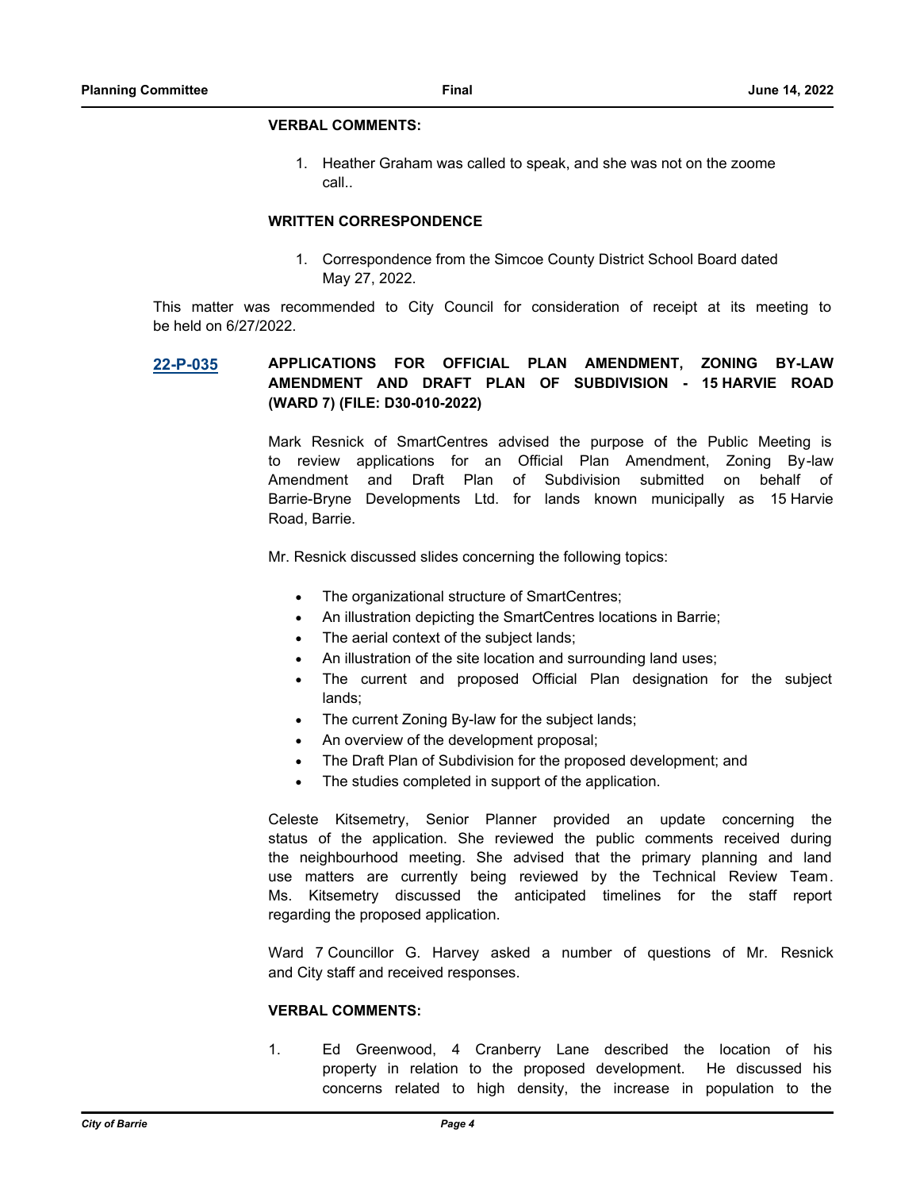**VERBAL COMMENTS:**

1. Heather Graham was called to speak, and she was not on the zoome call..

**WRITTEN CORRESPONDENCE**

1. Correspondence from the Simcoe County District School Board dated May 27, 2022.

This matter was recommended to City Council for consideration of receipt at its meeting to be held on 6/27/2022.

**22-P-035** **APPLICATIONS FOR OFFICIAL PLAN AMENDMENT, ZONING BY-LAW AMENDMENT AND DRAFT PLAN OF SUBDIVISION - 15 HARVIE ROAD (WARD 7) (FILE: D30-010-2022)**

Mark Resnick of SmartCentres advised the purpose of the Public Meeting is to review applications for an Official Plan Amendment, Zoning By-law Amendment and Draft Plan of Subdivision submitted on behalf of Barrie-Bryne Developments Ltd. for lands known municipally as 15 Harvie Road, Barrie.

Mr. Resnick discussed slides concerning the following topics:

- The organizational structure of SmartCentres;
- An illustration depicting the SmartCentres locations in Barrie;
- The aerial context of the subject lands;
- An illustration of the site location and surrounding land uses;
- The current and proposed Official Plan designation for the subject lands;
- The current Zoning By-law for the subject lands;
- An overview of the development proposal;
- The Draft Plan of Subdivision for the proposed development; and
- The studies completed in support of the application.

Celeste Kitsemetry, Senior Planner provided an update concerning the status of the application. She reviewed the public comments received during the neighbourhood meeting. She advised that the primary planning and land use matters are currently being reviewed by the Technical Review Team. Ms. Kitsemetry discussed the anticipated timelines for the staff report regarding the proposed application.

Ward 7 Councillor G. Harvey asked a number of questions of Mr. Resnick and City staff and received responses.

**VERBAL COMMENTS:**

1. Ed Greenwood, 4 Cranberry Lane described the location of his property in relation to the proposed development. He discussed his concerns related to high density, the increase in population to the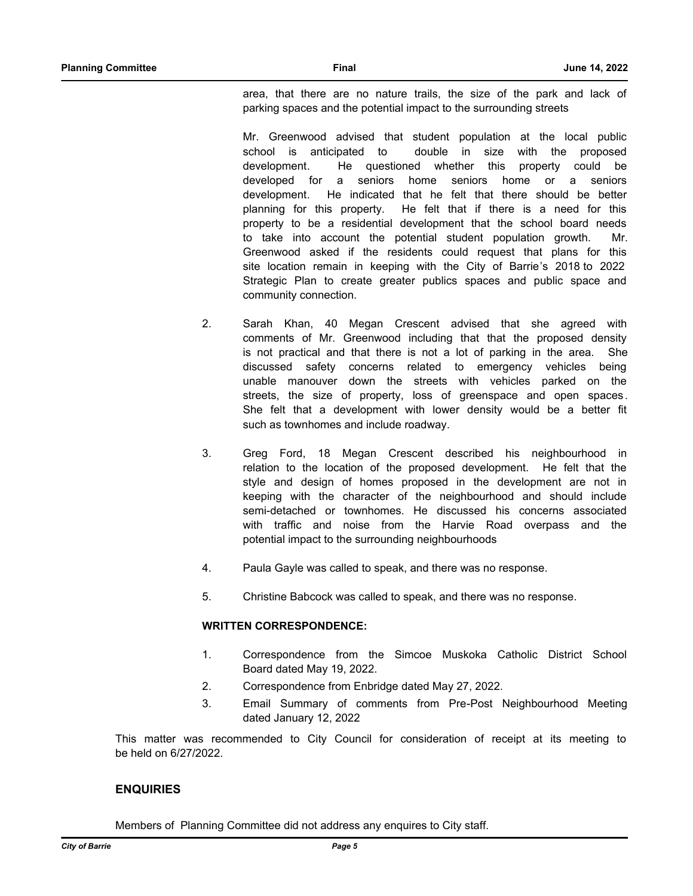area, that there are no nature trails, the size of the park and lack of parking spaces and the potential impact to the surrounding streets

Mr. Greenwood advised that student population at the local public school is anticipated to double in size with the proposed development. He questioned whether this property could be developed for a seniors home seniors home or a seniors development. He indicated that he felt that there should be better planning for this property. He felt that if there is a need for this property to be a residential development that the school board needs to take into account the potential student population growth. Mr. Greenwood asked if the residents could request that plans for this site location remain in keeping with the City of Barrie's 2018 to 2022 Strategic Plan to create greater publics spaces and public space and community connection.

2. Sarah Khan, 40 Megan Crescent advised that she agreed with comments of Mr. Greenwood including that that the proposed density is not practical and that there is not a lot of parking in the area. She discussed safety concerns related to emergency vehicles being unable manouver down the streets with vehicles parked on the streets, the size of property, loss of greenspace and open spaces. She felt that a development with lower density would be a better fit such as townhomes and include roadway.

3. Greg Ford, 18 Megan Crescent described his neighbourhood in relation to the location of the proposed development. He felt that the style and design of homes proposed in the development are not in keeping with the character of the neighbourhood and should include semi-detached or townhomes. He discussed his concerns associated with traffic and noise from the Harvie Road overpass and the potential impact to the surrounding neighbourhoods

4. Paula Gayle was called to speak, and there was no response.

5. Christine Babcock was called to speak, and there was no response.

**WRITTEN CORRESPONDENCE:**

1. Correspondence from the Simcoe Muskoka Catholic District School Board dated May 19, 2022.
2. Correspondence from Enbridge dated May 27, 2022.
3. Email Summary of comments from Pre-Post Neighbourhood Meeting dated January 12, 2022

This matter was recommended to City Council for consideration of receipt at its meeting to be held on 6/27/2022.

## ENQUIRIES

Members of Planning Committee did not address any enquires to City staff.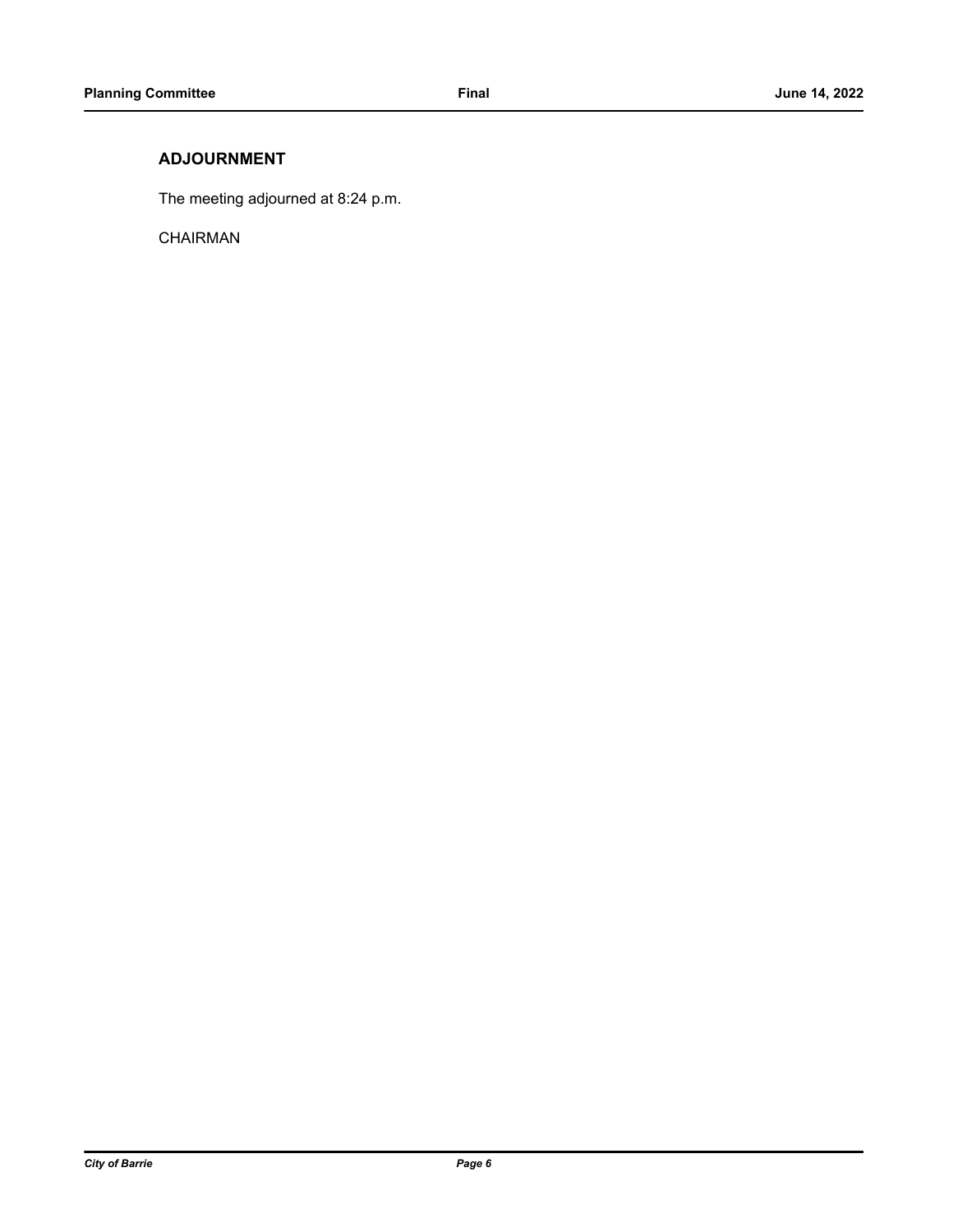## ADJOURNMENT

The meeting adjourned at 8:24 p.m.

CHAIRMAN